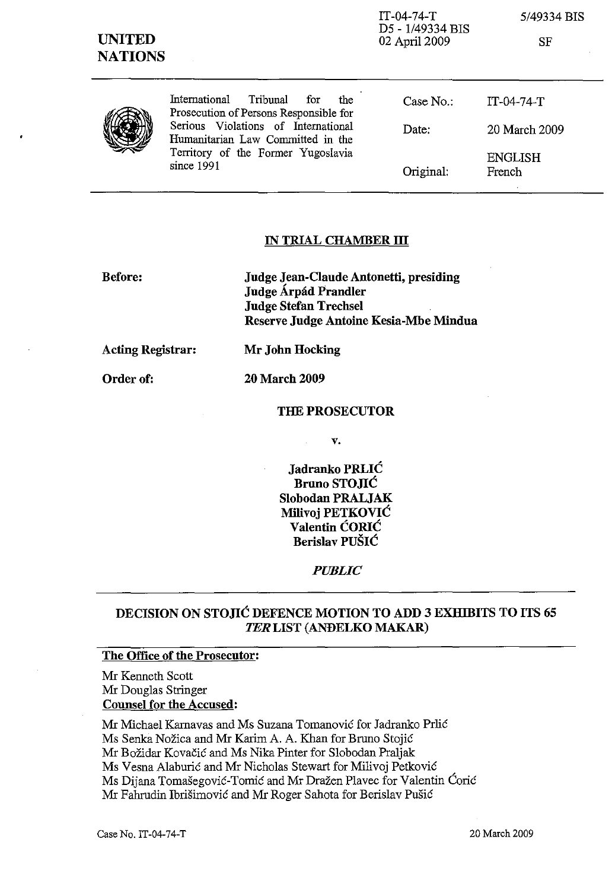IT-04-74-T
D5 - 1/49334 BIS
02 April 2009

5/49334 BIS

SF

**UNITED NATIONS**

| International Tribunal for the Prosecution of Persons Responsible for Serious Violations of International Humanitarian Law Committed in the Territory of the Former Yugoslavia since 1991 | Case No.: | IT-04-74-T |
|---|---|---|
| | Date: | 20 March 2009 |
| | Original: | ENGLISH French |

## IN TRIAL CHAMBER III

**Before:** **Judge Jean-Claude Antonetti, presiding**
**Judge Árpád Prandler**
**Judge Stefan Trechsel**
**Reserve Judge Antoine Kesia-Mbe Mindua**

**Acting Registrar:** **Mr John Hocking**

**Order of:** **20 March 2009**

**THE PROSECUTOR**

**v.**

**Jadranko PRLIĆ**
**Bruno STOJIĆ**
**Slobodan PRALJAK**
**Milivoj PETKOVIĆ**
**Valentin ĆORIĆ**
**Berislav PUŠIĆ**

***PUBLIC***

## DECISION ON STOJIĆ DEFENCE MOTION TO ADD 3 EXHIBITS TO ITS 65 *TER* LIST (ANĐELKO MAKAR)

**The Office of the Prosecutor:**

Mr Kenneth Scott
Mr Douglas Stringer

**Counsel for the Accused:**

Mr Michael Karnavas and Ms Suzana Tomanović for Jadranko Prlić
Ms Senka Nožica and Mr Karim A. A. Khan for Bruno Stojić
Mr Božidar Kovačić and Ms Nika Pinter for Slobodan Praljak
Ms Vesna Alaburić and Mr Nicholas Stewart for Milivoj Petković
Ms Dijana Tomašegović-Tomić and Mr Dražen Plavec for Valentin Ćorić
Mr Fahrudin Ibrišimović and Mr Roger Sahota for Berislav Pušić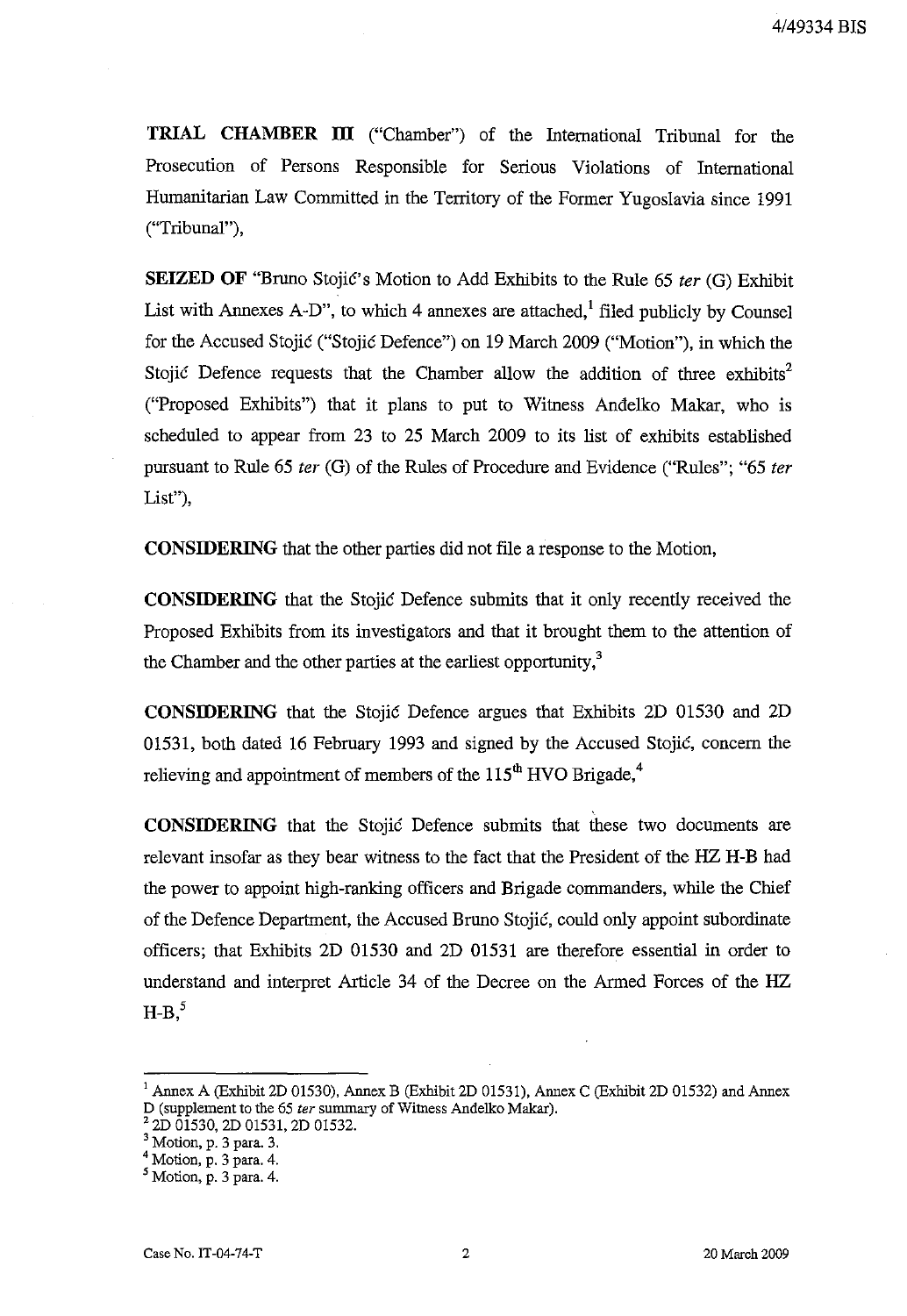**TRIAL CHAMBER III** ("Chamber") of the International Tribunal for the Prosecution of Persons Responsible for Serious Violations of International Humanitarian Law Committed in the Territory of the Former Yugoslavia since 1991 ("Tribunal"),

**SEIZED OF** "Bruno Stojić's Motion to Add Exhibits to the Rule 65 *ter* (G) Exhibit List with Annexes A-D", to which 4 annexes are attached,[1] filed publicly by Counsel for the Accused Stojić ("Stojić Defence") on 19 March 2009 ("Motion"), in which the Stojić Defence requests that the Chamber allow the addition of three exhibits[2] ("Proposed Exhibits") that it plans to put to Witness Anđelko Makar, who is scheduled to appear from 23 to 25 March 2009 to its list of exhibits established pursuant to Rule 65 *ter* (G) of the Rules of Procedure and Evidence ("Rules"; "65 *ter* List"),

**CONSIDERING** that the other parties did not file a response to the Motion,

**CONSIDERING** that the Stojić Defence submits that it only recently received the Proposed Exhibits from its investigators and that it brought them to the attention of the Chamber and the other parties at the earliest opportunity,[3]

**CONSIDERING** that the Stojić Defence argues that Exhibits 2D 01530 and 2D 01531, both dated 16 February 1993 and signed by the Accused Stojić, concern the relieving and appointment of members of the 115th HVO Brigade,[4]

**CONSIDERING** that the Stojić Defence submits that these two documents are relevant insofar as they bear witness to the fact that the President of the HZ H-B had the power to appoint high-ranking officers and Brigade commanders, while the Chief of the Defence Department, the Accused Bruno Stojić, could only appoint subordinate officers; that Exhibits 2D 01530 and 2D 01531 are therefore essential in order to understand and interpret Article 34 of the Decree on the Armed Forces of the HZ H-B,[5]

---

[1] Annex A (Exhibit 2D 01530), Annex B (Exhibit 2D 01531), Annex C (Exhibit 2D 01532) and Annex D (supplement to the 65 *ter* summary of Witness Anđelko Makar).

[2] 2D 01530, 2D 01531, 2D 01532.

[3] Motion, p. 3 para. 3.

[4] Motion, p. 3 para. 4.

[5] Motion, p. 3 para. 4.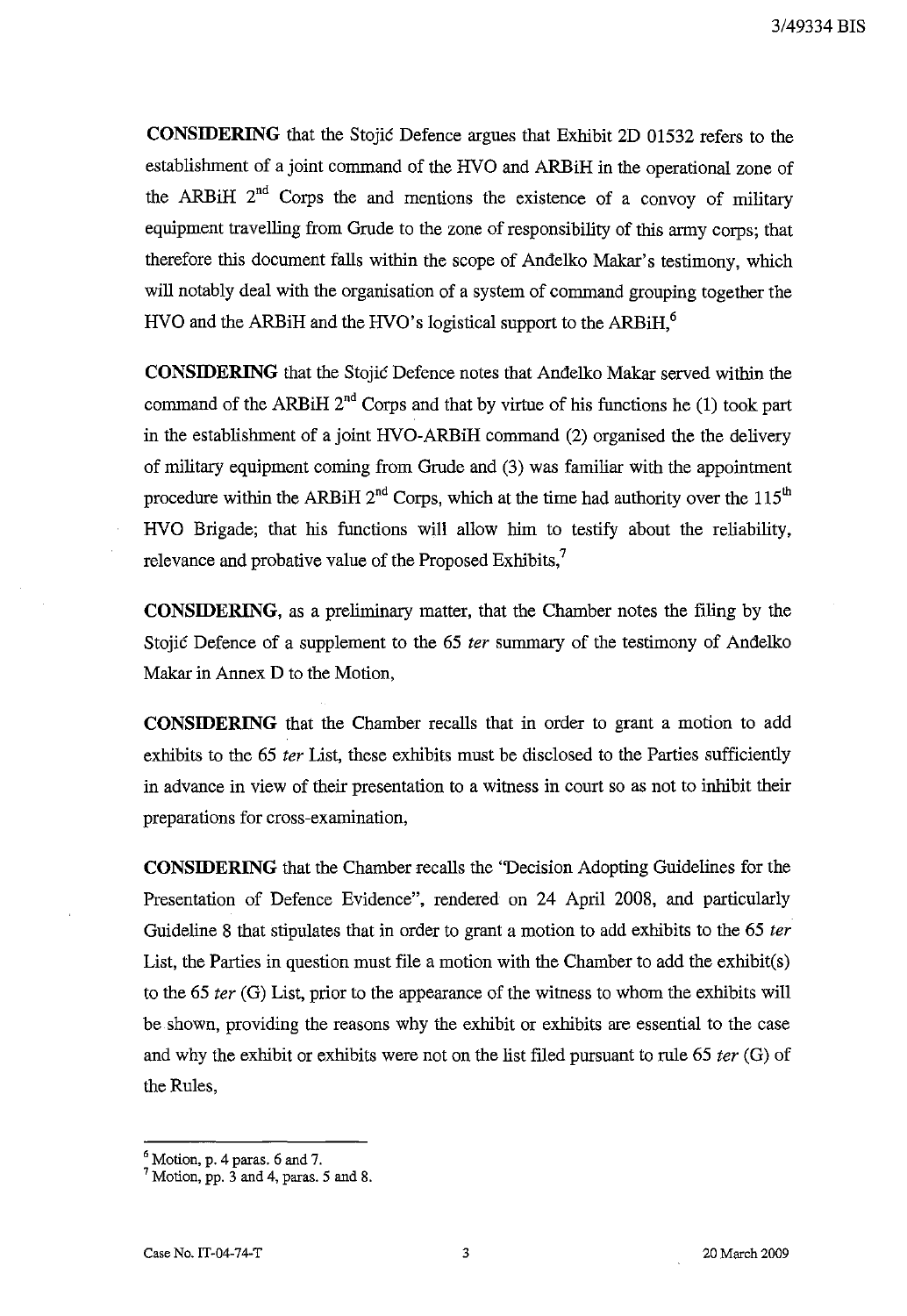**CONSIDERING** that the Stojić Defence argues that Exhibit 2D 01532 refers to the establishment of a joint command of the HVO and ARBiH in the operational zone of the ARBiH 2nd Corps the and mentions the existence of a convoy of military equipment travelling from Grude to the zone of responsibility of this army corps; that therefore this document falls within the scope of Anđelko Makar's testimony, which will notably deal with the organisation of a system of command grouping together the HVO and the ARBiH and the HVO's logistical support to the ARBiH,[6]

**CONSIDERING** that the Stojić Defence notes that Anđelko Makar served within the command of the ARBiH 2nd Corps and that by virtue of his functions he (1) took part in the establishment of a joint HVO-ARBiH command (2) organised the the delivery of military equipment coming from Grude and (3) was familiar with the appointment procedure within the ARBiH 2nd Corps, which at the time had authority over the 115th HVO Brigade; that his functions will allow him to testify about the reliability, relevance and probative value of the Proposed Exhibits,[7]

**CONSIDERING**, as a preliminary matter, that the Chamber notes the filing by the Stojić Defence of a supplement to the 65 *ter* summary of the testimony of Anđelko Makar in Annex D to the Motion,

**CONSIDERING** that the Chamber recalls that in order to grant a motion to add exhibits to the 65 *ter* List, these exhibits must be disclosed to the Parties sufficiently in advance in view of their presentation to a witness in court so as not to inhibit their preparations for cross-examination,

**CONSIDERING** that the Chamber recalls the "Decision Adopting Guidelines for the Presentation of Defence Evidence", rendered on 24 April 2008, and particularly Guideline 8 that stipulates that in order to grant a motion to add exhibits to the 65 *ter* List, the Parties in question must file a motion with the Chamber to add the exhibit(s) to the 65 *ter* (G) List, prior to the appearance of the witness to whom the exhibits will be shown, providing the reasons why the exhibit or exhibits are essential to the case and why the exhibit or exhibits were not on the list filed pursuant to rule 65 *ter* (G) of the Rules,

---

[6] Motion, p. 4 paras. 6 and 7.

[7] Motion, pp. 3 and 4, paras. 5 and 8.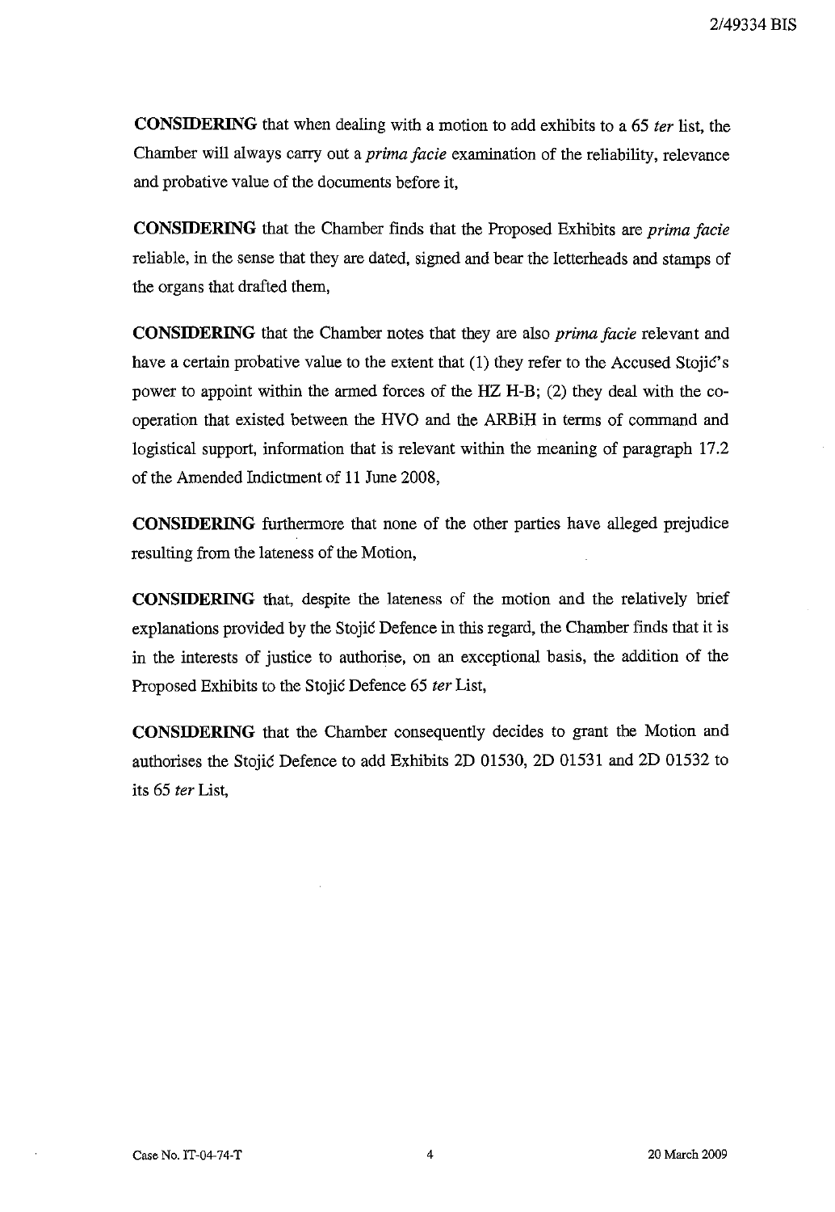**CONSIDERING** that when dealing with a motion to add exhibits to a 65 *ter* list, the Chamber will always carry out a *prima facie* examination of the reliability, relevance and probative value of the documents before it,

**CONSIDERING** that the Chamber finds that the Proposed Exhibits are *prima facie* reliable, in the sense that they are dated, signed and bear the letterheads and stamps of the organs that drafted them,

**CONSIDERING** that the Chamber notes that they are also *prima facie* relevant and have a certain probative value to the extent that (1) they refer to the Accused Stojić's power to appoint within the armed forces of the HZ H-B; (2) they deal with the co-operation that existed between the HVO and the ARBiH in terms of command and logistical support, information that is relevant within the meaning of paragraph 17.2 of the Amended Indictment of 11 June 2008,

**CONSIDERING** furthermore that none of the other parties have alleged prejudice resulting from the lateness of the Motion,

**CONSIDERING** that, despite the lateness of the motion and the relatively brief explanations provided by the Stojić Defence in this regard, the Chamber finds that it is in the interests of justice to authorise, on an exceptional basis, the addition of the Proposed Exhibits to the Stojić Defence 65 *ter* List,

**CONSIDERING** that the Chamber consequently decides to grant the Motion and authorises the Stojić Defence to add Exhibits 2D 01530, 2D 01531 and 2D 01532 to its 65 *ter* List,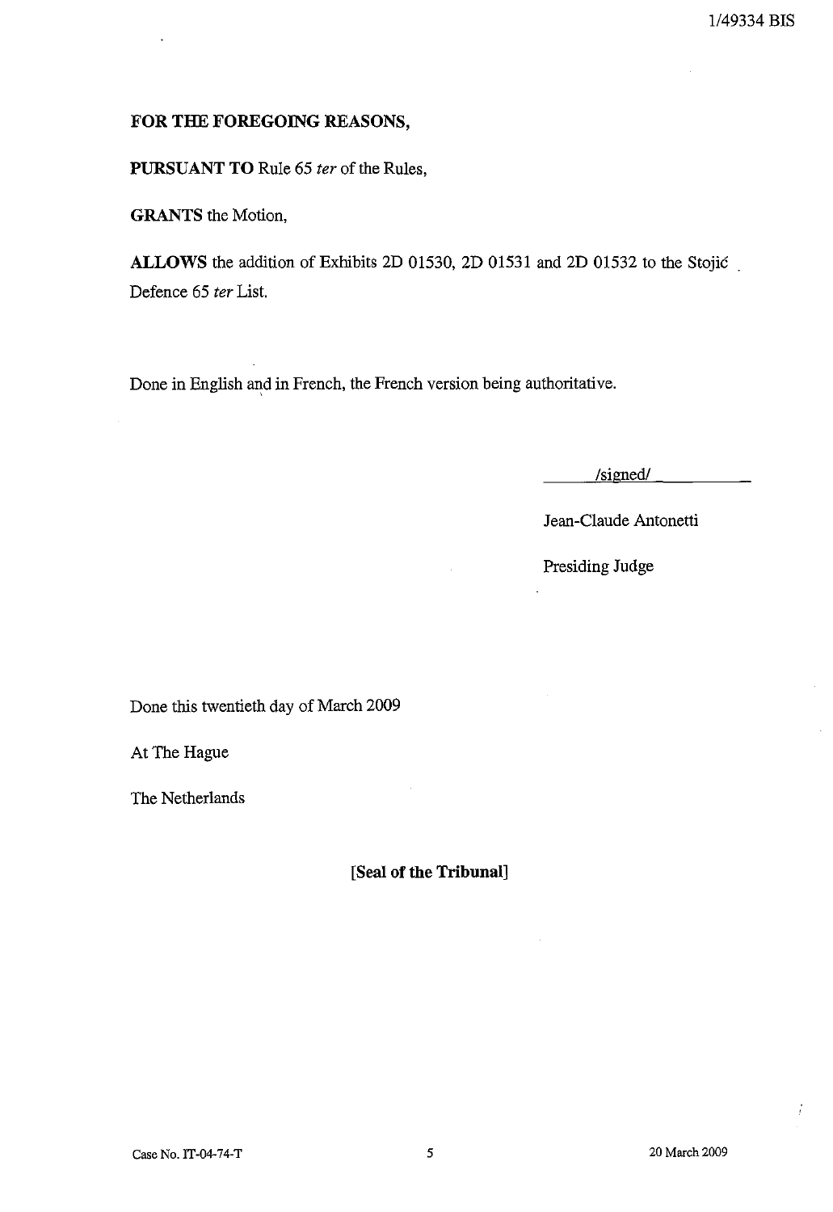**FOR THE FOREGOING REASONS,**

**PURSUANT TO** Rule 65 *ter* of the Rules,

**GRANTS** the Motion,

**ALLOWS** the addition of Exhibits 2D 01530, 2D 01531 and 2D 01532 to the Stojić Defence 65 *ter* List.

Done in English and in French, the French version being authoritative.

/signed/

Jean-Claude Antonetti

Presiding Judge

Done this twentieth day of March 2009

At The Hague

The Netherlands

**[Seal of the Tribunal]**